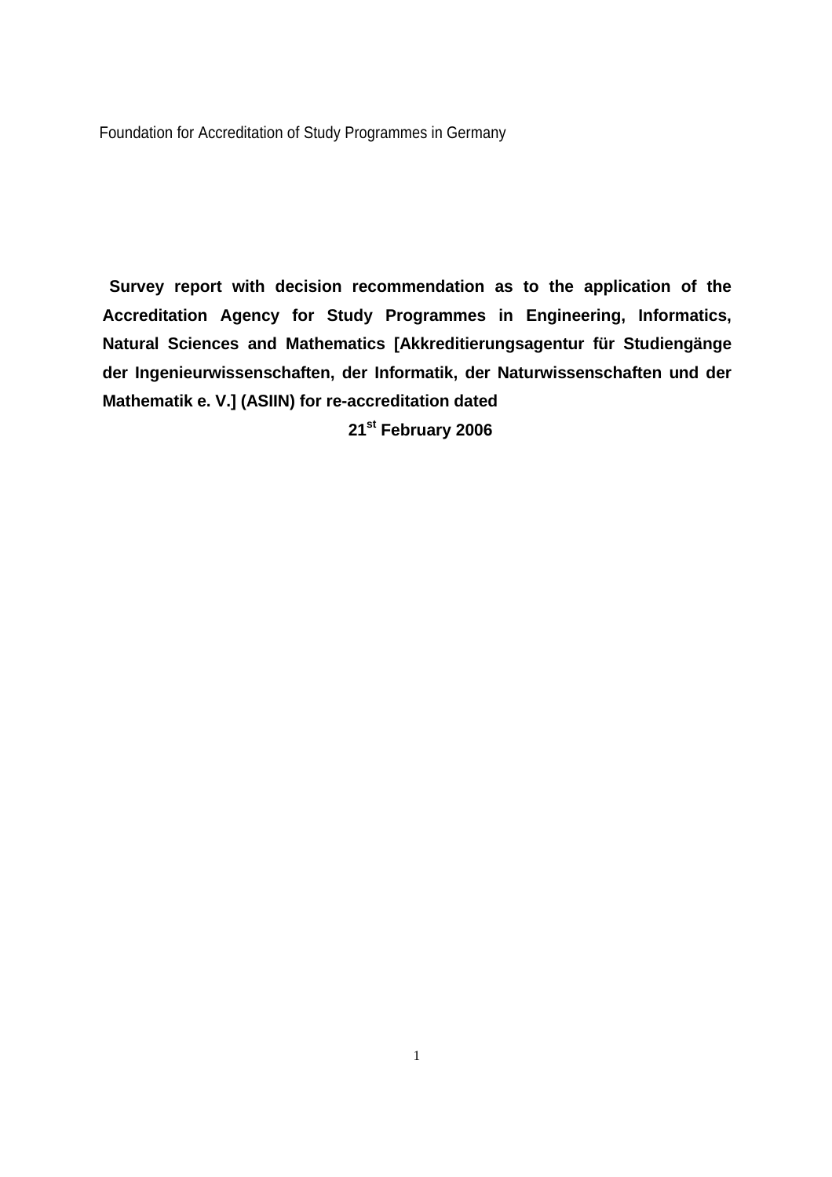Foundation for Accreditation of Study Programmes in Germany

**Survey report with decision recommendation as to the application of the Accreditation Agency for Study Programmes in Engineering, Informatics, Natural Sciences and Mathematics [Akkreditierungsagentur für Studiengänge der Ingenieurwissenschaften, der Informatik, der Naturwissenschaften und der Mathematik e. V.] (ASIIN) for re-accreditation dated**

**21st February 2006**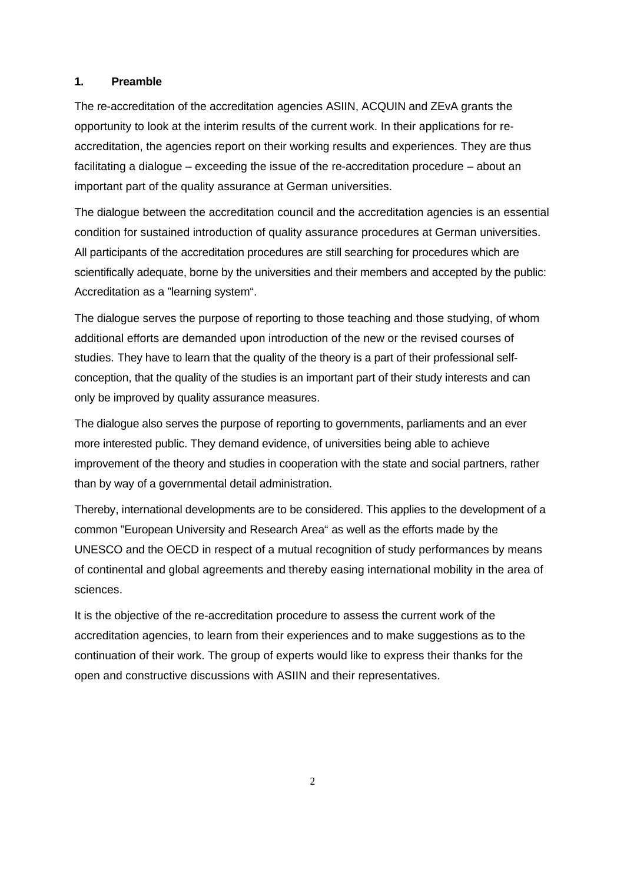## 1. Preamble

The re-accreditation of the accreditation agencies ASIIN, ACQUIN and ZEvA grants the opportunity to look at the interim results of the current work. In their applications for re-accreditation, the agencies report on their working results and experiences. They are thus facilitating a dialogue – exceeding the issue of the re-accreditation procedure – about an important part of the quality assurance at German universities.

The dialogue between the accreditation council and the accreditation agencies is an essential condition for sustained introduction of quality assurance procedures at German universities. All participants of the accreditation procedures are still searching for procedures which are scientifically adequate, borne by the universities and their members and accepted by the public: Accreditation as a ”learning system“.

The dialogue serves the purpose of reporting to those teaching and those studying, of whom additional efforts are demanded upon introduction of the new or the revised courses of studies. They have to learn that the quality of the theory is a part of their professional self-conception, that the quality of the studies is an important part of their study interests and can only be improved by quality assurance measures.

The dialogue also serves the purpose of reporting to governments, parliaments and an ever more interested public. They demand evidence, of universities being able to achieve improvement of the theory and studies in cooperation with the state and social partners, rather than by way of a governmental detail administration.

Thereby, international developments are to be considered. This applies to the development of a common ”European University and Research Area“ as well as the efforts made by the UNESCO and the OECD in respect of a mutual recognition of study performances by means of continental and global agreements and thereby easing international mobility in the area of sciences.

It is the objective of the re-accreditation procedure to assess the current work of the accreditation agencies, to learn from their experiences and to make suggestions as to the continuation of their work. The group of experts would like to express their thanks for the open and constructive discussions with ASIIN and their representatives.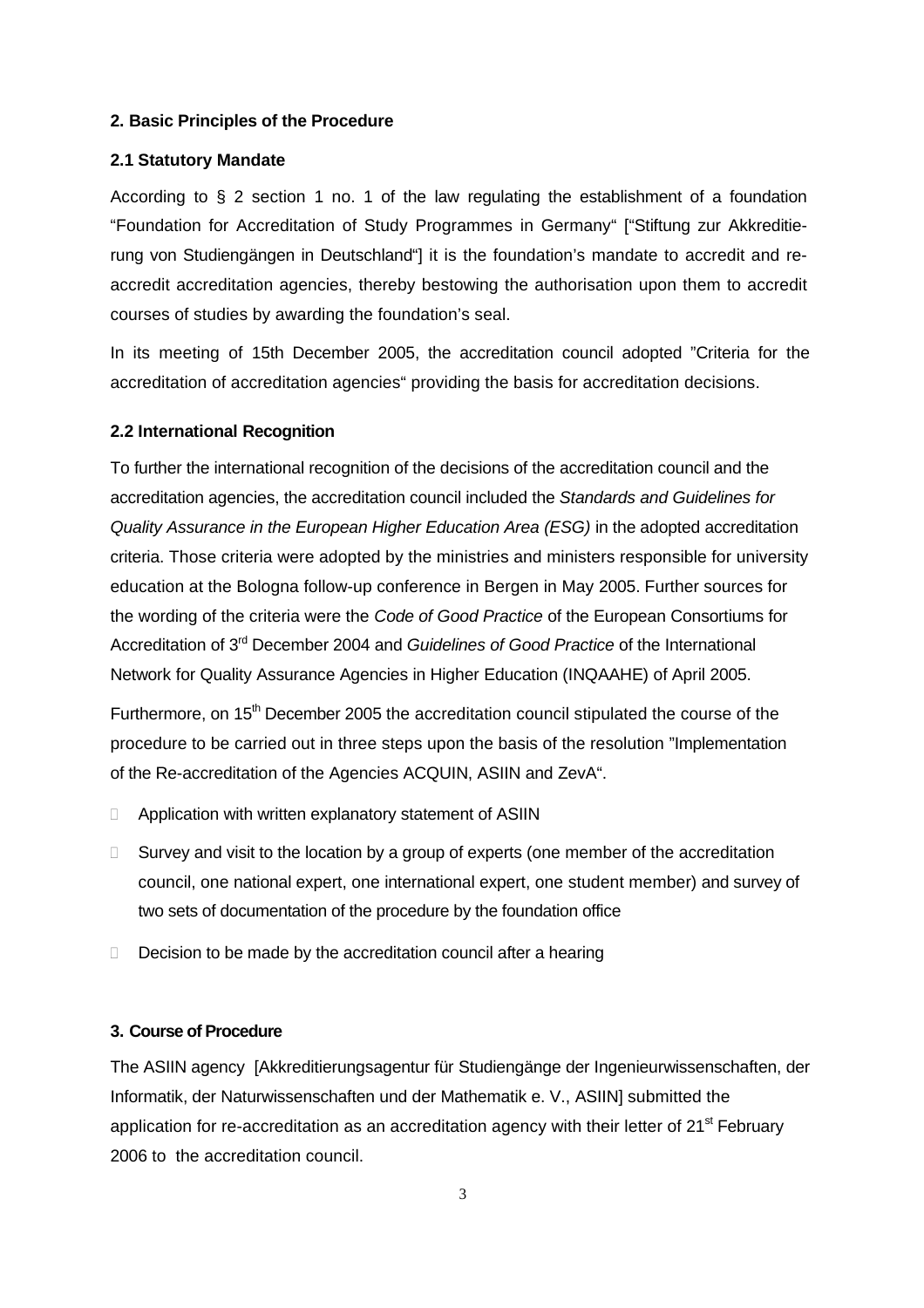## 2. Basic Principles of the Procedure

### 2.1 Statutory Mandate

According to § 2 section 1 no. 1 of the law regulating the establishment of a foundation "Foundation for Accreditation of Study Programmes in Germany" ["Stiftung zur Akkreditierung von Studiengängen in Deutschland"] it is the foundation's mandate to accredit and re-accredit accreditation agencies, thereby bestowing the authorisation upon them to accredit courses of studies by awarding the foundation's seal.

In its meeting of 15th December 2005, the accreditation council adopted "Criteria for the accreditation of accreditation agencies" providing the basis for accreditation decisions.

### 2.2 International Recognition

To further the international recognition of the decisions of the accreditation council and the accreditation agencies, the accreditation council included the *Standards and Guidelines for Quality Assurance in the European Higher Education Area (ESG)* in the adopted accreditation criteria. Those criteria were adopted by the ministries and ministers responsible for university education at the Bologna follow-up conference in Bergen in May 2005. Further sources for the wording of the criteria were the *Code of Good Practice* of the European Consortiums for Accreditation of 3rd December 2004 and *Guidelines of Good Practice* of the International Network for Quality Assurance Agencies in Higher Education (INQAAHE) of April 2005.

Furthermore, on 15th December 2005 the accreditation council stipulated the course of the procedure to be carried out in three steps upon the basis of the resolution "Implementation of the Re-accreditation of the Agencies ACQUIN, ASIIN and ZevA".

- Application with written explanatory statement of ASIIN
- Survey and visit to the location by a group of experts (one member of the accreditation council, one national expert, one international expert, one student member) and survey of two sets of documentation of the procedure by the foundation office
- Decision to be made by the accreditation council after a hearing

## 3. Course of Procedure

The ASIIN agency [Akkreditierungsagentur für Studiengänge der Ingenieurwissenschaften, der Informatik, der Naturwissenschaften und der Mathematik e. V., ASIIN] submitted the application for re-accreditation as an accreditation agency with their letter of 21st February 2006 to the accreditation council.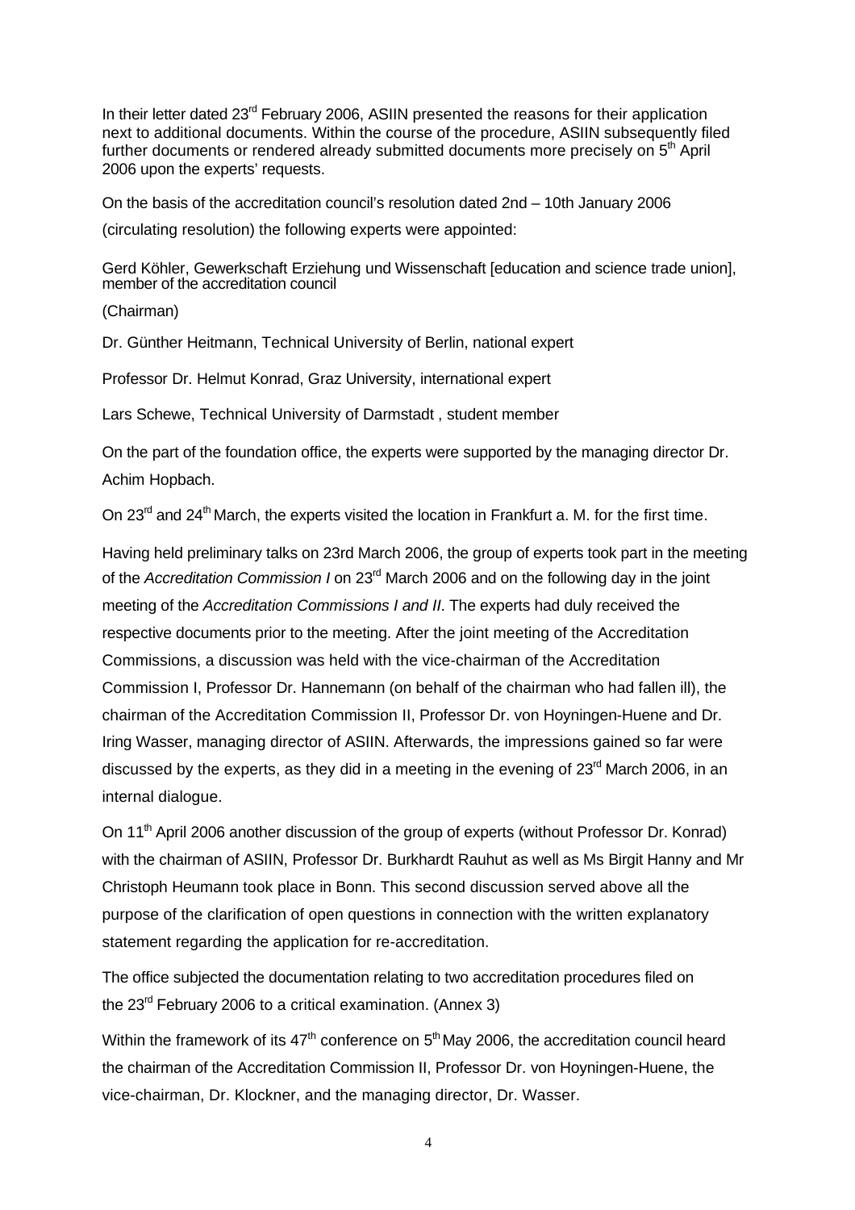In their letter dated 23rd February 2006, ASIIN presented the reasons for their application next to additional documents. Within the course of the procedure, ASIIN subsequently filed further documents or rendered already submitted documents more precisely on 5th April 2006 upon the experts' requests.

On the basis of the accreditation council's resolution dated 2nd – 10th January 2006 (circulating resolution) the following experts were appointed:

Gerd Köhler, Gewerkschaft Erziehung und Wissenschaft [education and science trade union], member of the accreditation council

(Chairman)

Dr. Günther Heitmann, Technical University of Berlin, national expert

Professor Dr. Helmut Konrad, Graz University, international expert

Lars Schewe, Technical University of Darmstadt , student member

On the part of the foundation office, the experts were supported by the managing director Dr. Achim Hopbach.

On 23rd and 24th March, the experts visited the location in Frankfurt a. M. for the first time.

Having held preliminary talks on 23rd March 2006, the group of experts took part in the meeting of the *Accreditation Commission I* on 23rd March 2006 and on the following day in the joint meeting of the *Accreditation Commissions I and II*. The experts had duly received the respective documents prior to the meeting. After the joint meeting of the Accreditation Commissions, a discussion was held with the vice-chairman of the Accreditation Commission I, Professor Dr. Hannemann (on behalf of the chairman who had fallen ill), the chairman of the Accreditation Commission II, Professor Dr. von Hoyningen-Huene and Dr. Iring Wasser, managing director of ASIIN. Afterwards, the impressions gained so far were discussed by the experts, as they did in a meeting in the evening of 23rd March 2006, in an internal dialogue.

On 11th April 2006 another discussion of the group of experts (without Professor Dr. Konrad) with the chairman of ASIIN, Professor Dr. Burkhardt Rauhut as well as Ms Birgit Hanny and Mr Christoph Heumann took place in Bonn. This second discussion served above all the purpose of the clarification of open questions in connection with the written explanatory statement regarding the application for re-accreditation.

The office subjected the documentation relating to two accreditation procedures filed on the 23rd February 2006 to a critical examination. (Annex 3)

Within the framework of its 47th conference on 5th May 2006, the accreditation council heard the chairman of the Accreditation Commission II, Professor Dr. von Hoyningen-Huene, the vice-chairman, Dr. Klockner, and the managing director, Dr. Wasser.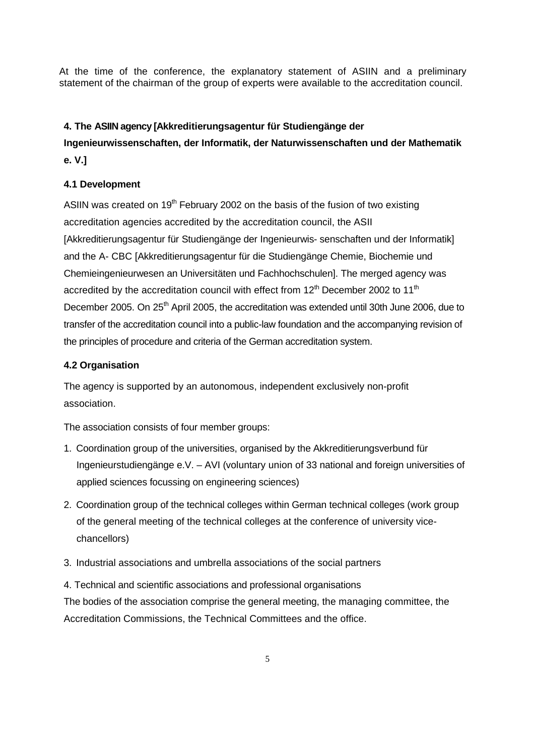At the time of the conference, the explanatory statement of ASIIN and a preliminary statement of the chairman of the group of experts were available to the accreditation council.

## 4. The ASIIN agency [Akkreditierungsagentur für Studiengänge der Ingenieurwissenschaften, der Informatik, der Naturwissenschaften und der Mathematik e. V.]

### 4.1 Development

ASIIN was created on 19th February 2002 on the basis of the fusion of two existing accreditation agencies accredited by the accreditation council, the ASII [Akkreditierungsagentur für Studiengänge der Ingenieurwis- senschaften und der Informatik] and the A- CBC [Akkreditierungsagentur für die Studiengänge Chemie, Biochemie und Chemieingenieurwesen an Universitäten und Fachhochschulen]. The merged agency was accredited by the accreditation council with effect from 12th December 2002 to 11th December 2005. On 25th April 2005, the accreditation was extended until 30th June 2006, due to transfer of the accreditation council into a public-law foundation and the accompanying revision of the principles of procedure and criteria of the German accreditation system.

### 4.2 Organisation

The agency is supported by an autonomous, independent exclusively non-profit association.

The association consists of four member groups:

1. Coordination group of the universities, organised by the Akkreditierungsverbund für Ingenieurstudiengänge e.V. – AVI (voluntary union of 33 national and foreign universities of applied sciences focussing on engineering sciences)
2. Coordination group of the technical colleges within German technical colleges (work group of the general meeting of the technical colleges at the conference of university vice-chancellors)
3. Industrial associations and umbrella associations of the social partners
4. Technical and scientific associations and professional organisations

The bodies of the association comprise the general meeting, the managing committee, the Accreditation Commissions, the Technical Committees and the office.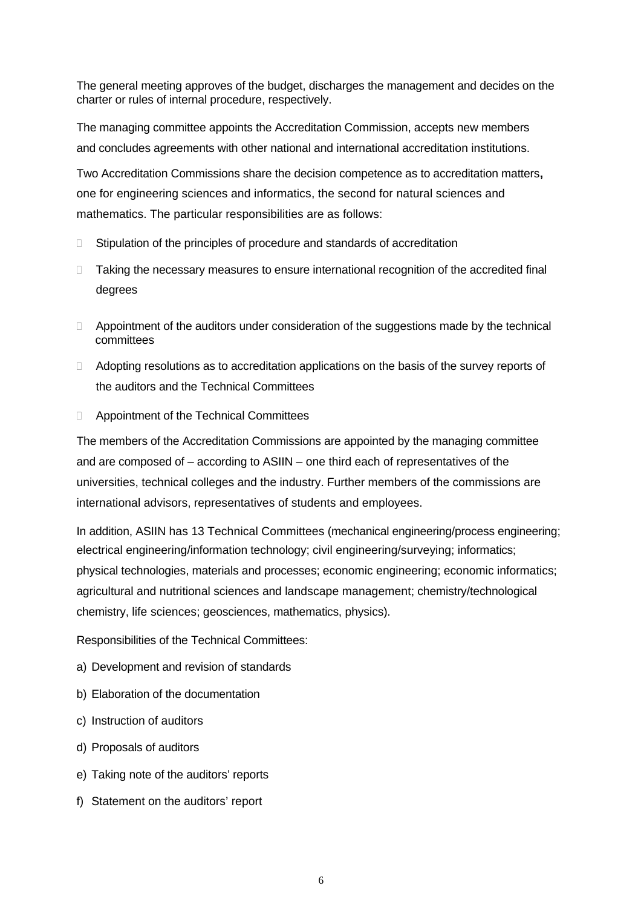The general meeting approves of the budget, discharges the management and decides on the charter or rules of internal procedure, respectively.

The managing committee appoints the Accreditation Commission, accepts new members and concludes agreements with other national and international accreditation institutions.

Two Accreditation Commissions share the decision competence as to accreditation matters**,** one for engineering sciences and informatics, the second for natural sciences and mathematics. The particular responsibilities are as follows:

- Stipulation of the principles of procedure and standards of accreditation
- Taking the necessary measures to ensure international recognition of the accredited final degrees
- Appointment of the auditors under consideration of the suggestions made by the technical committees
- Adopting resolutions as to accreditation applications on the basis of the survey reports of the auditors and the Technical Committees
- Appointment of the Technical Committees

The members of the Accreditation Commissions are appointed by the managing committee and are composed of – according to ASIIN – one third each of representatives of the universities, technical colleges and the industry. Further members of the commissions are international advisors, representatives of students and employees.

In addition, ASIIN has 13 Technical Committees (mechanical engineering/process engineering; electrical engineering/information technology; civil engineering/surveying; informatics; physical technologies, materials and processes; economic engineering; economic informatics; agricultural and nutritional sciences and landscape management; chemistry/technological chemistry, life sciences; geosciences, mathematics, physics).

Responsibilities of the Technical Committees:

a) Development and revision of standards

b) Elaboration of the documentation

c) Instruction of auditors

d) Proposals of auditors

e) Taking note of the auditors' reports

f) Statement on the auditors' report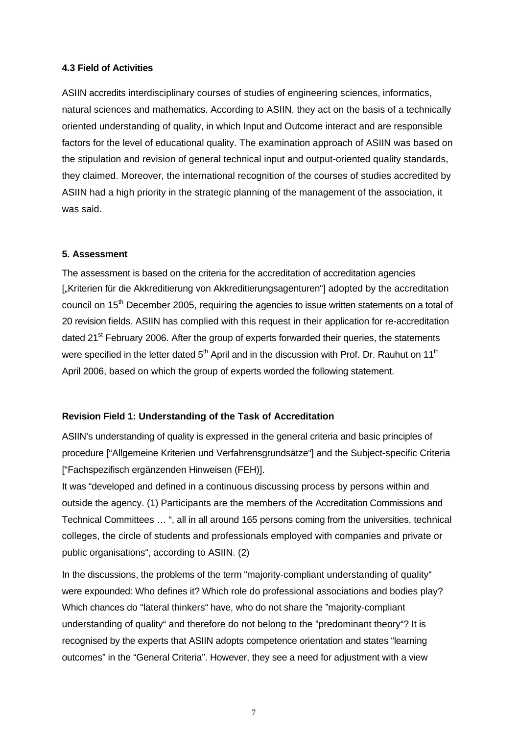#### 4.3 Field of Activities

ASIIN accredits interdisciplinary courses of studies of engineering sciences, informatics, natural sciences and mathematics. According to ASIIN, they act on the basis of a technically oriented understanding of quality, in which Input and Outcome interact and are responsible factors for the level of educational quality. The examination approach of ASIIN was based on the stipulation and revision of general technical input and output-oriented quality standards, they claimed. Moreover, the international recognition of the courses of studies accredited by ASIIN had a high priority in the strategic planning of the management of the association, it was said.

### 5. Assessment

The assessment is based on the criteria for the accreditation of accreditation agencies [„Kriterien für die Akkreditierung von Akkreditierungsagenturen"] adopted by the accreditation council on 15th December 2005, requiring the agencies to issue written statements on a total of 20 revision fields. ASIIN has complied with this request in their application for re-accreditation dated 21st February 2006. After the group of experts forwarded their queries, the statements were specified in the letter dated 5th April and in the discussion with Prof. Dr. Rauhut on 11th April 2006, based on which the group of experts worded the following statement.

#### Revision Field 1: Understanding of the Task of Accreditation

ASIIN's understanding of quality is expressed in the general criteria and basic principles of procedure ["Allgemeine Kriterien und Verfahrensgrundsätze"] and the Subject-specific Criteria ["Fachspezifisch ergänzenden Hinweisen (FEH)].

It was "developed and defined in a continuous discussing process by persons within and outside the agency. (1) Participants are the members of the Accreditation Commissions and Technical Committees … ", all in all around 165 persons coming from the universities, technical colleges, the circle of students and professionals employed with companies and private or public organisations", according to ASIIN. (2)

In the discussions, the problems of the term "majority-compliant understanding of quality" were expounded: Who defines it? Which role do professional associations and bodies play? Which chances do "lateral thinkers" have, who do not share the "majority-compliant understanding of quality" and therefore do not belong to the "predominant theory"? It is recognised by the experts that ASIIN adopts competence orientation and states "learning outcomes" in the "General Criteria". However, they see a need for adjustment with a view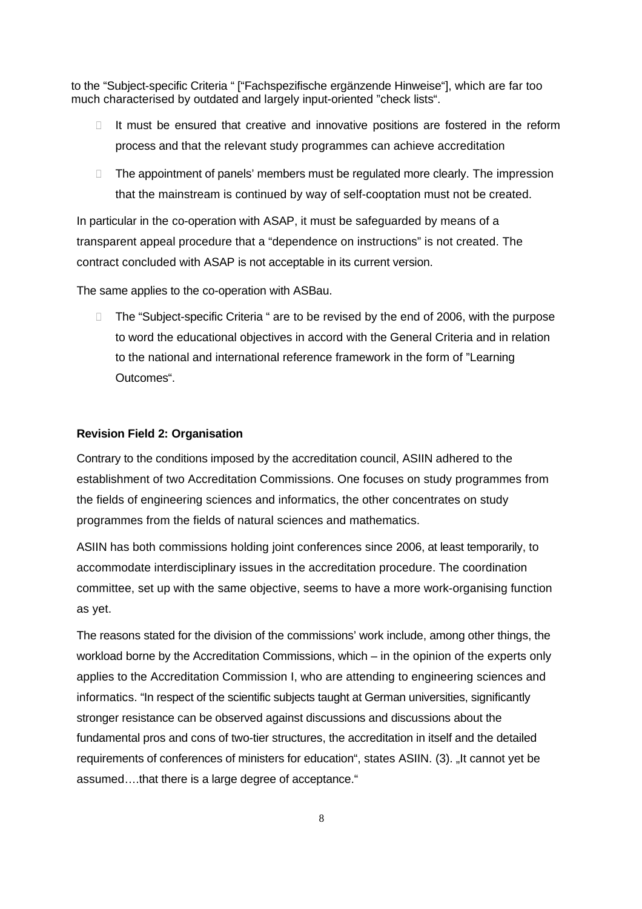to the “Subject-specific Criteria “ [“Fachspezifische ergänzende Hinweise“], which are far too much characterised by outdated and largely input-oriented ”check lists“.

- It must be ensured that creative and innovative positions are fostered in the reform process and that the relevant study programmes can achieve accreditation
- The appointment of panels’ members must be regulated more clearly. The impression that the mainstream is continued by way of self-cooptation must not be created.

In particular in the co-operation with ASAP, it must be safeguarded by means of a transparent appeal procedure that a “dependence on instructions” is not created. The contract concluded with ASAP is not acceptable in its current version.

The same applies to the co-operation with ASBau.

- The “Subject-specific Criteria “ are to be revised by the end of 2006, with the purpose to word the educational objectives in accord with the General Criteria and in relation to the national and international reference framework in the form of ”Learning Outcomes“.

**Revision Field 2: Organisation**

Contrary to the conditions imposed by the accreditation council, ASIIN adhered to the establishment of two Accreditation Commissions. One focuses on study programmes from the fields of engineering sciences and informatics, the other concentrates on study programmes from the fields of natural sciences and mathematics.

ASIIN has both commissions holding joint conferences since 2006, at least temporarily, to accommodate interdisciplinary issues in the accreditation procedure. The coordination committee, set up with the same objective, seems to have a more work-organising function as yet.

The reasons stated for the division of the commissions’ work include, among other things, the workload borne by the Accreditation Commissions, which – in the opinion of the experts only applies to the Accreditation Commission I, who are attending to engineering sciences and informatics. “In respect of the scientific subjects taught at German universities, significantly stronger resistance can be observed against discussions and discussions about the fundamental pros and cons of two-tier structures, the accreditation in itself and the detailed requirements of conferences of ministers for education“, states ASIIN. (3). „It cannot yet be assumed….that there is a large degree of acceptance.“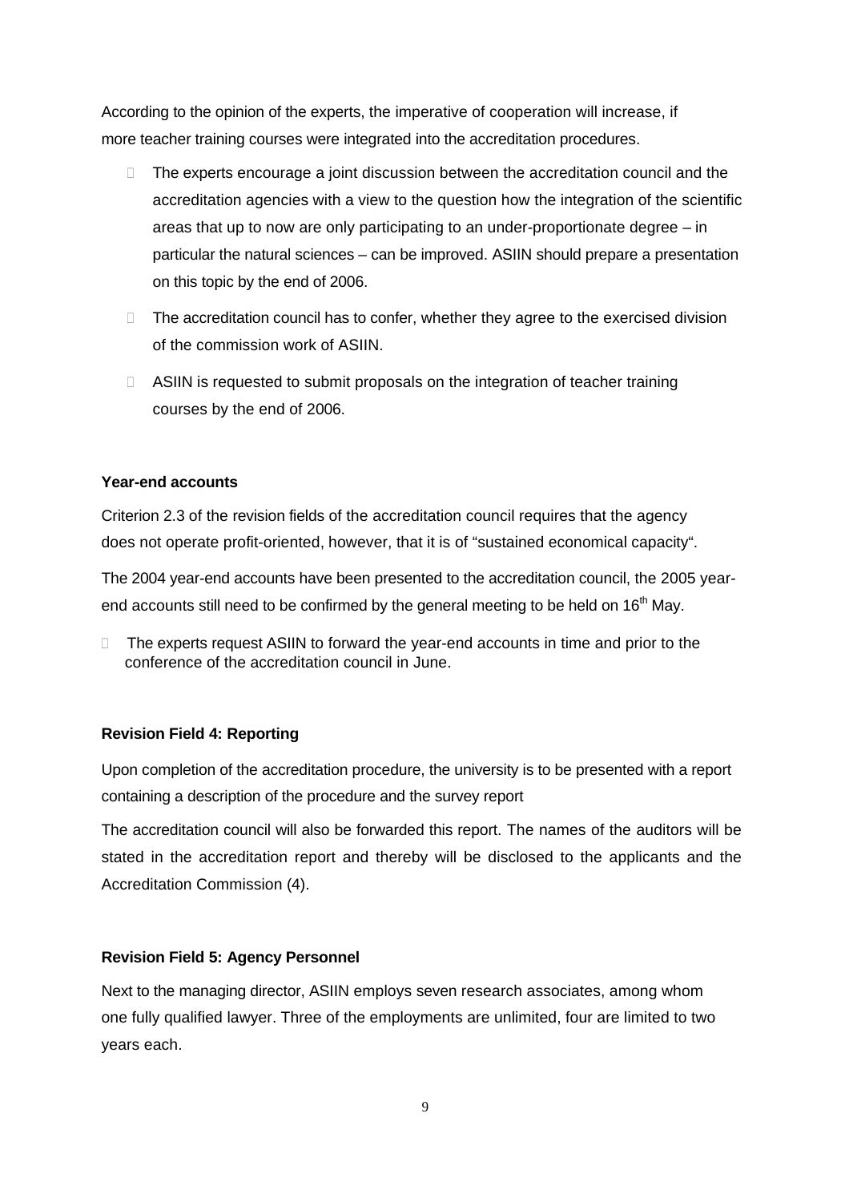According to the opinion of the experts, the imperative of cooperation will increase, if more teacher training courses were integrated into the accreditation procedures.

- The experts encourage a joint discussion between the accreditation council and the accreditation agencies with a view to the question how the integration of the scientific areas that up to now are only participating to an under-proportionate degree – in particular the natural sciences – can be improved. ASIIN should prepare a presentation on this topic by the end of 2006.
- The accreditation council has to confer, whether they agree to the exercised division of the commission work of ASIIN.
- ASIIN is requested to submit proposals on the integration of teacher training courses by the end of 2006.

**Year-end accounts**

Criterion 2.3 of the revision fields of the accreditation council requires that the agency does not operate profit-oriented, however, that it is of "sustained economical capacity".

The 2004 year-end accounts have been presented to the accreditation council, the 2005 year-end accounts still need to be confirmed by the general meeting to be held on 16th May.

- The experts request ASIIN to forward the year-end accounts in time and prior to the conference of the accreditation council in June.

**Revision Field 4: Reporting**

Upon completion of the accreditation procedure, the university is to be presented with a report containing a description of the procedure and the survey report

The accreditation council will also be forwarded this report. The names of the auditors will be stated in the accreditation report and thereby will be disclosed to the applicants and the Accreditation Commission (4).

**Revision Field 5: Agency Personnel**

Next to the managing director, ASIIN employs seven research associates, among whom one fully qualified lawyer. Three of the employments are unlimited, four are limited to two years each.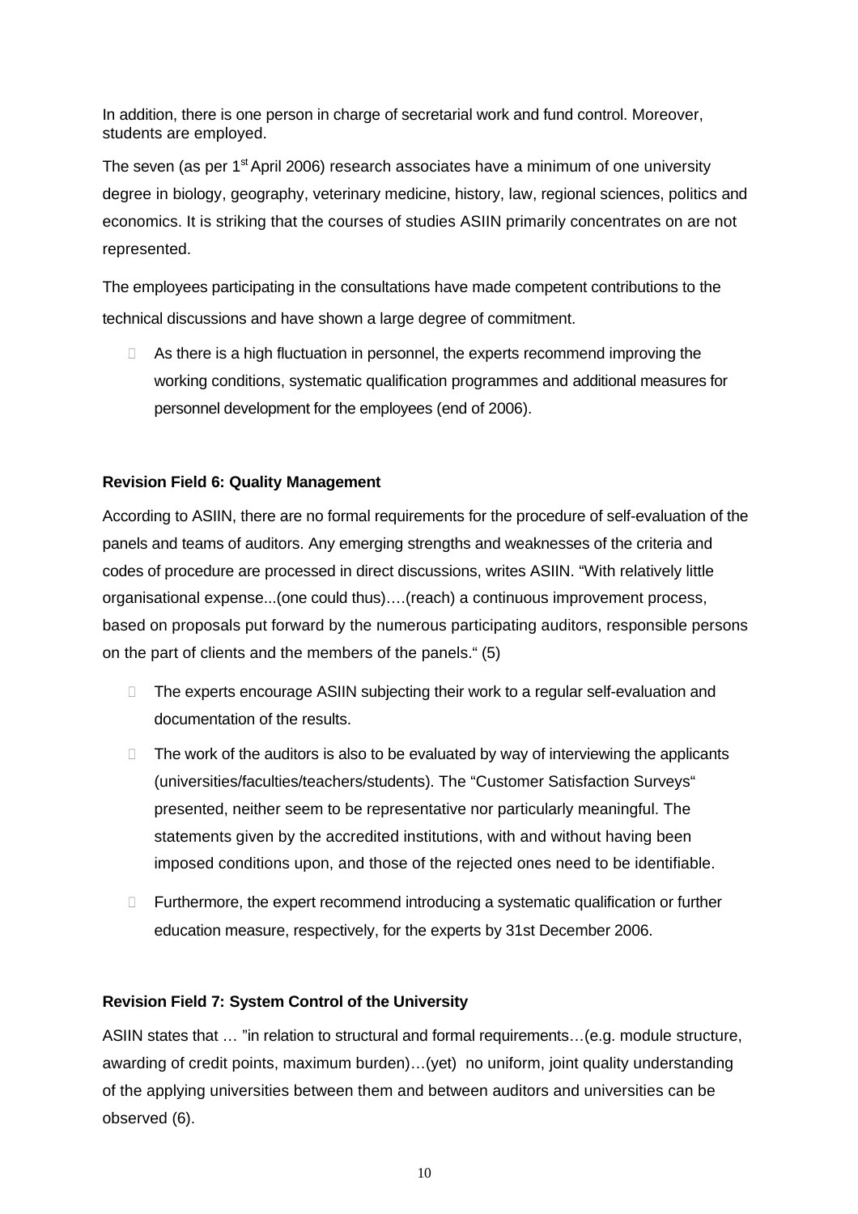In addition, there is one person in charge of secretarial work and fund control. Moreover, students are employed.

The seven (as per 1st April 2006) research associates have a minimum of one university degree in biology, geography, veterinary medicine, history, law, regional sciences, politics and economics. It is striking that the courses of studies ASIIN primarily concentrates on are not represented.

The employees participating in the consultations have made competent contributions to the technical discussions and have shown a large degree of commitment.

- As there is a high fluctuation in personnel, the experts recommend improving the working conditions, systematic qualification programmes and additional measures for personnel development for the employees (end of 2006).

**Revision Field 6: Quality Management**

According to ASIIN, there are no formal requirements for the procedure of self-evaluation of the panels and teams of auditors. Any emerging strengths and weaknesses of the criteria and codes of procedure are processed in direct discussions, writes ASIIN. "With relatively little organisational expense...(one could thus)….(reach) a continuous improvement process, based on proposals put forward by the numerous participating auditors, responsible persons on the part of clients and the members of the panels." (5)

- The experts encourage ASIIN subjecting their work to a regular self-evaluation and documentation of the results.
- The work of the auditors is also to be evaluated by way of interviewing the applicants (universities/faculties/teachers/students). The "Customer Satisfaction Surveys" presented, neither seem to be representative nor particularly meaningful. The statements given by the accredited institutions, with and without having been imposed conditions upon, and those of the rejected ones need to be identifiable.
- Furthermore, the expert recommend introducing a systematic qualification or further education measure, respectively, for the experts by 31st December 2006.

**Revision Field 7: System Control of the University**

ASIIN states that … "in relation to structural and formal requirements…(e.g. module structure, awarding of credit points, maximum burden)…(yet) no uniform, joint quality understanding of the applying universities between them and between auditors and universities can be observed (6).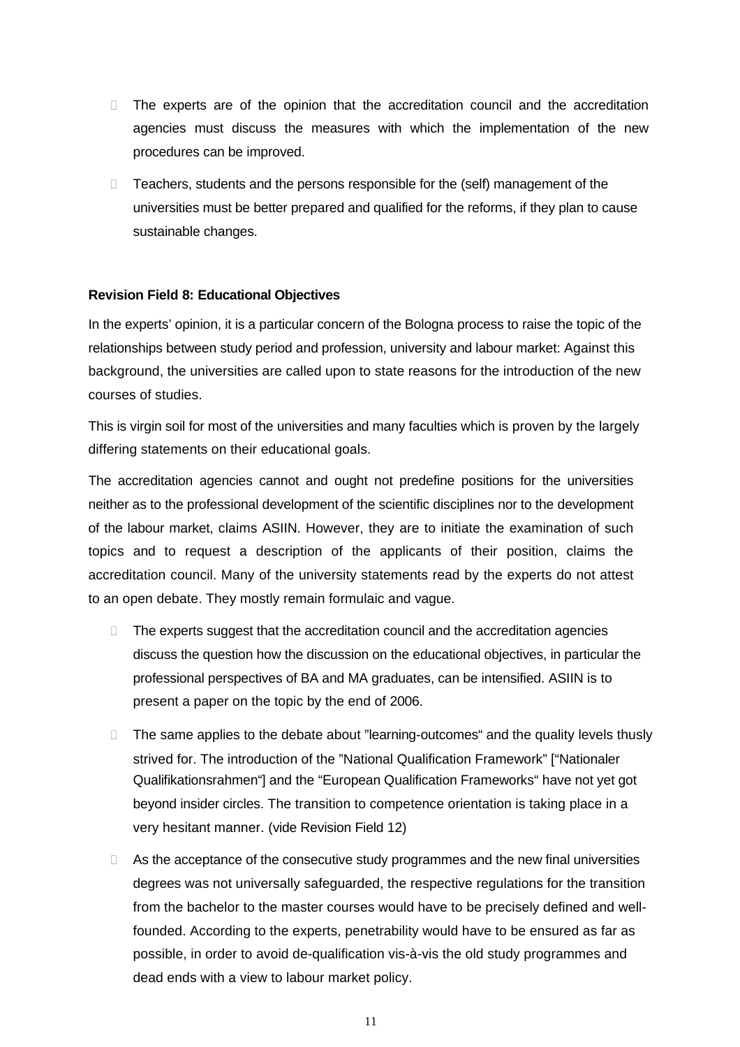- The experts are of the opinion that the accreditation council and the accreditation agencies must discuss the measures with which the implementation of the new procedures can be improved.
- Teachers, students and the persons responsible for the (self) management of the universities must be better prepared and qualified for the reforms, if they plan to cause sustainable changes.

**Revision Field 8: Educational Objectives**

In the experts' opinion, it is a particular concern of the Bologna process to raise the topic of the relationships between study period and profession, university and labour market: Against this background, the universities are called upon to state reasons for the introduction of the new courses of studies.

This is virgin soil for most of the universities and many faculties which is proven by the largely differing statements on their educational goals.

The accreditation agencies cannot and ought not predefine positions for the universities neither as to the professional development of the scientific disciplines nor to the development of the labour market, claims ASIIN. However, they are to initiate the examination of such topics and to request a description of the applicants of their position, claims the accreditation council. Many of the university statements read by the experts do not attest to an open debate. They mostly remain formulaic and vague.

- The experts suggest that the accreditation council and the accreditation agencies discuss the question how the discussion on the educational objectives, in particular the professional perspectives of BA and MA graduates, can be intensified. ASIIN is to present a paper on the topic by the end of 2006.
- The same applies to the debate about "learning-outcomes" and the quality levels thusly strived for. The introduction of the "National Qualification Framework" ["Nationaler Qualifikationsrahmen"] and the "European Qualification Frameworks" have not yet got beyond insider circles. The transition to competence orientation is taking place in a very hesitant manner. (vide Revision Field 12)
- As the acceptance of the consecutive study programmes and the new final universities degrees was not universally safeguarded, the respective regulations for the transition from the bachelor to the master courses would have to be precisely defined and well-founded. According to the experts, penetrability would have to be ensured as far as possible, in order to avoid de-qualification vis-à-vis the old study programmes and dead ends with a view to labour market policy.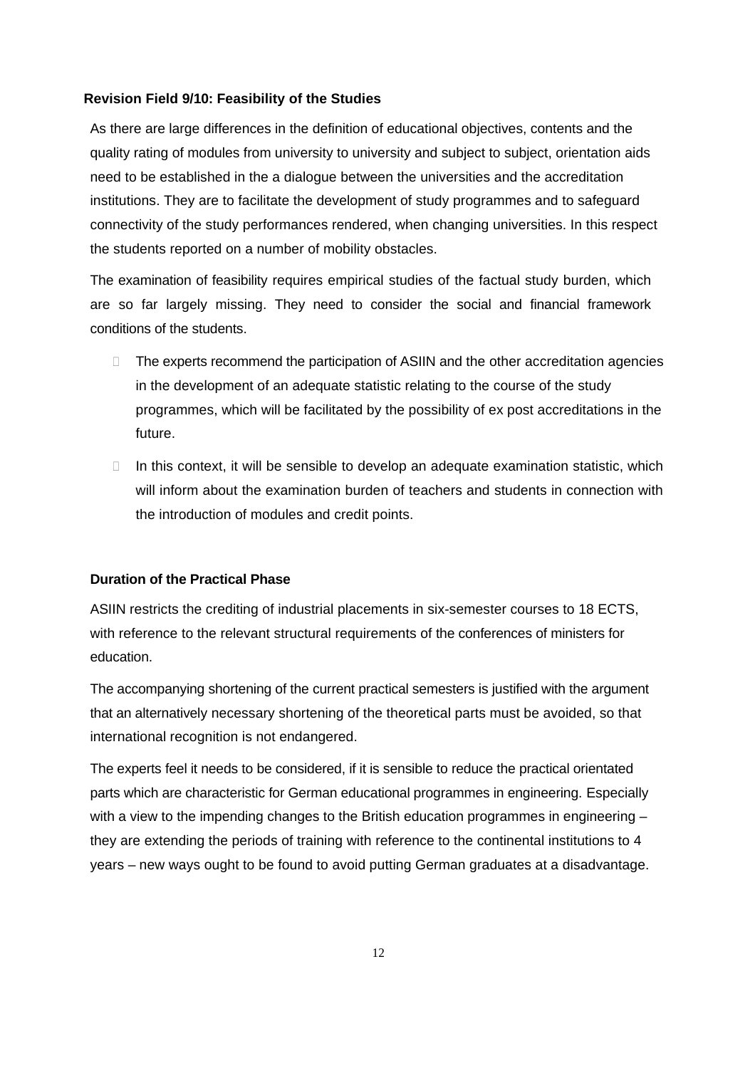### Revision Field 9/10: Feasibility of the Studies

As there are large differences in the definition of educational objectives, contents and the quality rating of modules from university to university and subject to subject, orientation aids need to be established in the a dialogue between the universities and the accreditation institutions. They are to facilitate the development of study programmes and to safeguard connectivity of the study performances rendered, when changing universities. In this respect the students reported on a number of mobility obstacles.

The examination of feasibility requires empirical studies of the factual study burden, which are so far largely missing. They need to consider the social and financial framework conditions of the students.

- The experts recommend the participation of ASIIN and the other accreditation agencies in the development of an adequate statistic relating to the course of the study programmes, which will be facilitated by the possibility of ex post accreditations in the future.
- In this context, it will be sensible to develop an adequate examination statistic, which will inform about the examination burden of teachers and students in connection with the introduction of modules and credit points.

### Duration of the Practical Phase

ASIIN restricts the crediting of industrial placements in six-semester courses to 18 ECTS, with reference to the relevant structural requirements of the conferences of ministers for education.

The accompanying shortening of the current practical semesters is justified with the argument that an alternatively necessary shortening of the theoretical parts must be avoided, so that international recognition is not endangered.

The experts feel it needs to be considered, if it is sensible to reduce the practical orientated parts which are characteristic for German educational programmes in engineering. Especially with a view to the impending changes to the British education programmes in engineering – they are extending the periods of training with reference to the continental institutions to 4 years – new ways ought to be found to avoid putting German graduates at a disadvantage.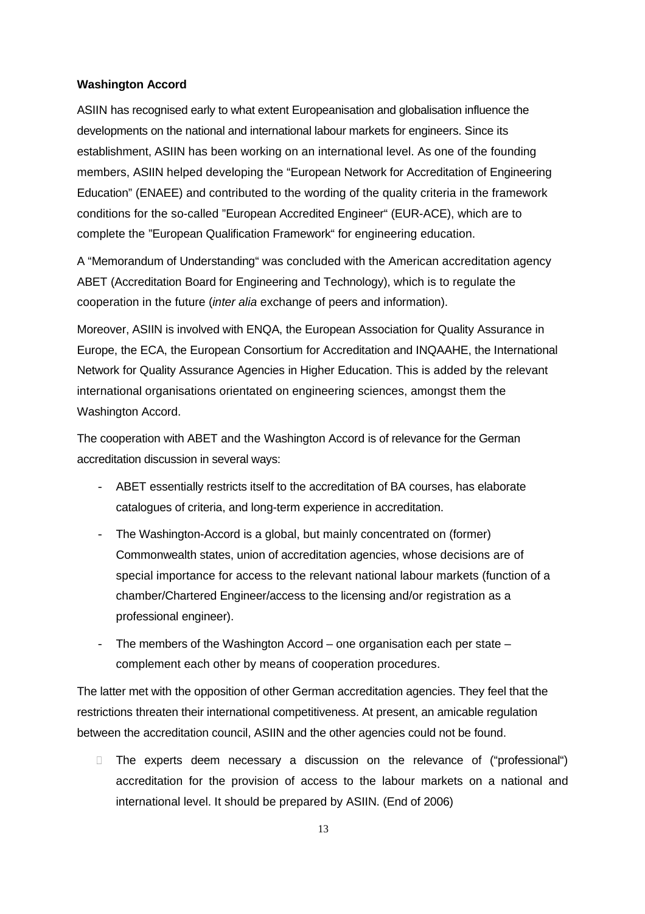**Washington Accord**

ASIIN has recognised early to what extent Europeanisation and globalisation influence the developments on the national and international labour markets for engineers. Since its establishment, ASIIN has been working on an international level. As one of the founding members, ASIIN helped developing the "European Network for Accreditation of Engineering Education" (ENAEE) and contributed to the wording of the quality criteria in the framework conditions for the so-called "European Accredited Engineer" (EUR-ACE), which are to complete the "European Qualification Framework" for engineering education.

A "Memorandum of Understanding" was concluded with the American accreditation agency ABET (Accreditation Board for Engineering and Technology), which is to regulate the cooperation in the future (*inter alia* exchange of peers and information).

Moreover, ASIIN is involved with ENQA, the European Association for Quality Assurance in Europe, the ECA, the European Consortium for Accreditation and INQAAHE, the International Network for Quality Assurance Agencies in Higher Education. This is added by the relevant international organisations orientated on engineering sciences, amongst them the Washington Accord.

The cooperation with ABET and the Washington Accord is of relevance for the German accreditation discussion in several ways:

- ABET essentially restricts itself to the accreditation of BA courses, has elaborate catalogues of criteria, and long-term experience in accreditation.
- The Washington-Accord is a global, but mainly concentrated on (former) Commonwealth states, union of accreditation agencies, whose decisions are of special importance for access to the relevant national labour markets (function of a chamber/Chartered Engineer/access to the licensing and/or registration as a professional engineer).
- The members of the Washington Accord – one organisation each per state – complement each other by means of cooperation procedures.

The latter met with the opposition of other German accreditation agencies. They feel that the restrictions threaten their international competitiveness. At present, an amicable regulation between the accreditation council, ASIIN and the other agencies could not be found.

- The experts deem necessary a discussion on the relevance of ("professional") accreditation for the provision of access to the labour markets on a national and international level. It should be prepared by ASIIN. (End of 2006)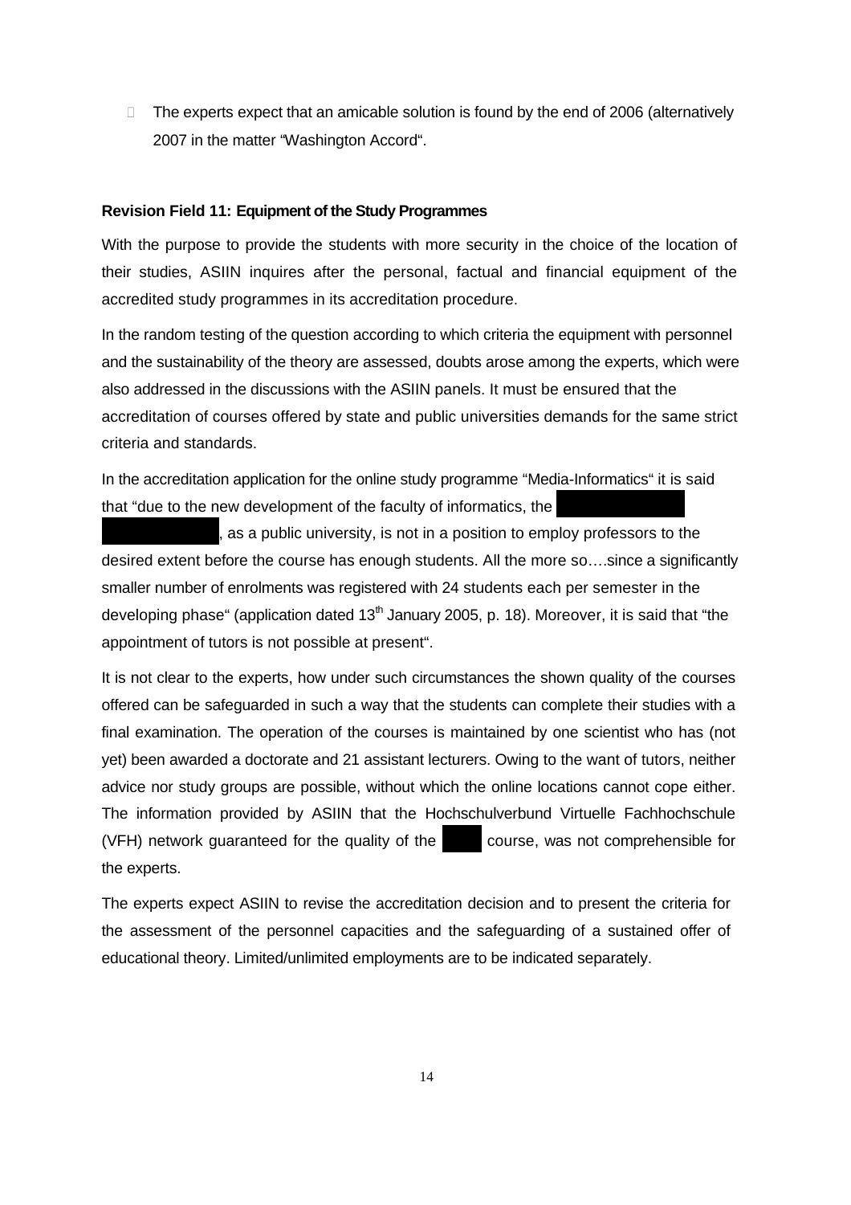- The experts expect that an amicable solution is found by the end of 2006 (alternatively 2007 in the matter "Washington Accord".

**Revision Field 11: Equipment of the Study Programmes**

With the purpose to provide the students with more security in the choice of the location of their studies, ASIIN inquires after the personal, factual and financial equipment of the accredited study programmes in its accreditation procedure.

In the random testing of the question according to which criteria the equipment with personnel and the sustainability of the theory are assessed, doubts arose among the experts, which were also addressed in the discussions with the ASIIN panels. It must be ensured that the accreditation of courses offered by state and public universities demands for the same strict criteria and standards.

In the accreditation application for the online study programme "Media-Informatics" it is said that "due to the new development of the faculty of informatics, the [redacted], as a public university, is not in a position to employ professors to the desired extent before the course has enough students. All the more so….since a significantly smaller number of enrolments was registered with 24 students each per semester in the developing phase" (application dated 13th January 2005, p. 18). Moreover, it is said that "the appointment of tutors is not possible at present".

It is not clear to the experts, how under such circumstances the shown quality of the courses offered can be safeguarded in such a way that the students can complete their studies with a final examination. The operation of the courses is maintained by one scientist who has (not yet) been awarded a doctorate and 21 assistant lecturers. Owing to the want of tutors, neither advice nor study groups are possible, without which the online locations cannot cope either. The information provided by ASIIN that the Hochschulverbund Virtuelle Fachhochschule (VFH) network guaranteed for the quality of the [redacted] course, was not comprehensible for the experts.

The experts expect ASIIN to revise the accreditation decision and to present the criteria for the assessment of the personnel capacities and the safeguarding of a sustained offer of educational theory. Limited/unlimited employments are to be indicated separately.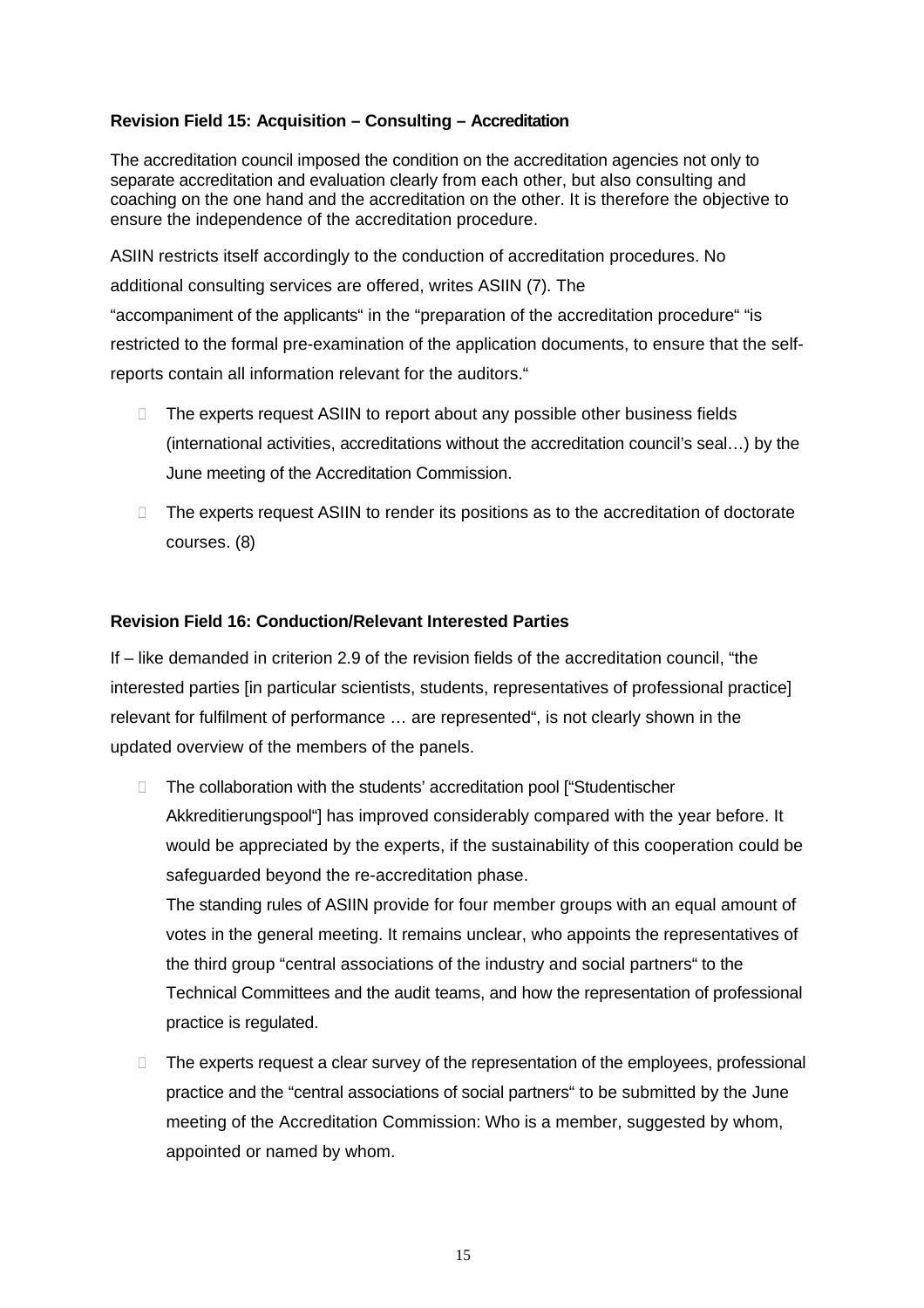**Revision Field 15: Acquisition – Consulting – Accreditation**

The accreditation council imposed the condition on the accreditation agencies not only to separate accreditation and evaluation clearly from each other, but also consulting and coaching on the one hand and the accreditation on the other. It is therefore the objective to ensure the independence of the accreditation procedure.

ASIIN restricts itself accordingly to the conduction of accreditation procedures. No additional consulting services are offered, writes ASIIN (7). The "accompaniment of the applicants" in the "preparation of the accreditation procedure" "is restricted to the formal pre-examination of the application documents, to ensure that the self-reports contain all information relevant for the auditors."

- The experts request ASIIN to report about any possible other business fields (international activities, accreditations without the accreditation council's seal…) by the June meeting of the Accreditation Commission.
- The experts request ASIIN to render its positions as to the accreditation of doctorate courses. (8)

**Revision Field 16: Conduction/Relevant Interested Parties**

If – like demanded in criterion 2.9 of the revision fields of the accreditation council, "the interested parties [in particular scientists, students, representatives of professional practice] relevant for fulfilment of performance … are represented", is not clearly shown in the updated overview of the members of the panels.

- The collaboration with the students' accreditation pool ["Studentischer Akkreditierungspool"] has improved considerably compared with the year before. It would be appreciated by the experts, if the sustainability of this cooperation could be safeguarded beyond the re-accreditation phase.
  The standing rules of ASIIN provide for four member groups with an equal amount of votes in the general meeting. It remains unclear, who appoints the representatives of the third group "central associations of the industry and social partners" to the Technical Committees and the audit teams, and how the representation of professional practice is regulated.
- The experts request a clear survey of the representation of the employees, professional practice and the "central associations of social partners" to be submitted by the June meeting of the Accreditation Commission: Who is a member, suggested by whom, appointed or named by whom.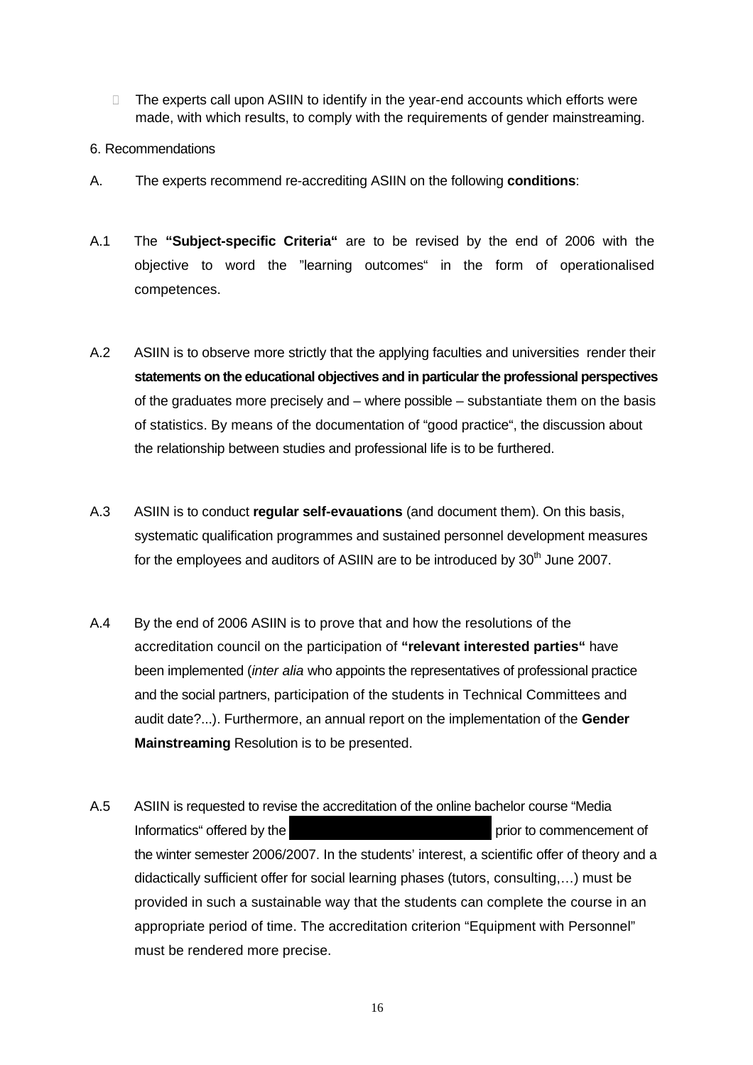- The experts call upon ASIIN to identify in the year-end accounts which efforts were made, with which results, to comply with the requirements of gender mainstreaming.

6. Recommendations

A. The experts recommend re-accrediting ASIIN on the following **conditions**:

A.1 The **"Subject-specific Criteria"** are to be revised by the end of 2006 with the objective to word the "learning outcomes" in the form of operationalised competences.

A.2 ASIIN is to observe more strictly that the applying faculties and universities render their **statements on the educational objectives and in particular the professional perspectives** of the graduates more precisely and – where possible – substantiate them on the basis of statistics. By means of the documentation of "good practice", the discussion about the relationship between studies and professional life is to be furthered.

A.3 ASIIN is to conduct **regular self-evauations** (and document them). On this basis, systematic qualification programmes and sustained personnel development measures for the employees and auditors of ASIIN are to be introduced by 30th June 2007.

A.4 By the end of 2006 ASIIN is to prove that and how the resolutions of the accreditation council on the participation of **"relevant interested parties"** have been implemented (*inter alia* who appoints the representatives of professional practice and the social partners, participation of the students in Technical Committees and audit date?...). Furthermore, an annual report on the implementation of the **Gender Mainstreaming** Resolution is to be presented.

A.5 ASIIN is requested to revise the accreditation of the online bachelor course "Media Informatics" offered by the [redacted] prior to commencement of the winter semester 2006/2007. In the students' interest, a scientific offer of theory and a didactically sufficient offer for social learning phases (tutors, consulting,…) must be provided in such a sustainable way that the students can complete the course in an appropriate period of time. The accreditation criterion "Equipment with Personnel" must be rendered more precise.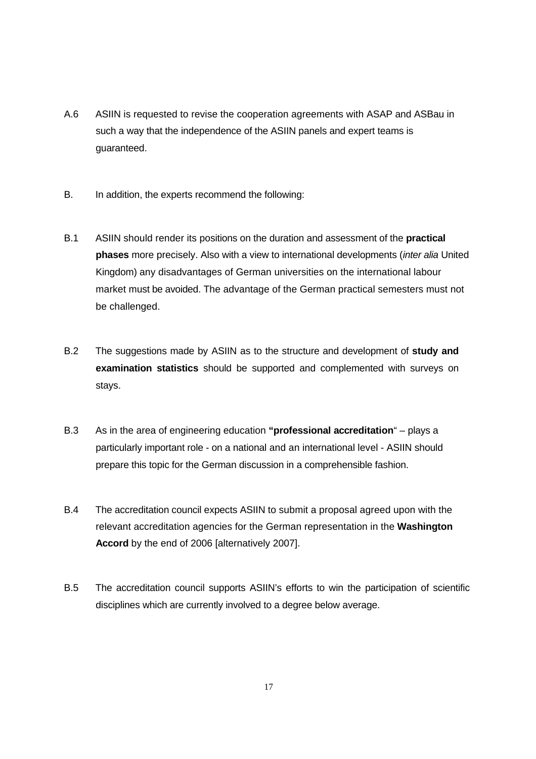A.6 ASIIN is requested to revise the cooperation agreements with ASAP and ASBau in such a way that the independence of the ASIIN panels and expert teams is guaranteed.

B. In addition, the experts recommend the following:

B.1 ASIIN should render its positions on the duration and assessment of the **practical phases** more precisely. Also with a view to international developments (*inter alia* United Kingdom) any disadvantages of German universities on the international labour market must be avoided. The advantage of the German practical semesters must not be challenged.

B.2 The suggestions made by ASIIN as to the structure and development of **study and examination statistics** should be supported and complemented with surveys on stays.

B.3 As in the area of engineering education **"professional accreditation**" – plays a particularly important role - on a national and an international level - ASIIN should prepare this topic for the German discussion in a comprehensible fashion.

B.4 The accreditation council expects ASIIN to submit a proposal agreed upon with the relevant accreditation agencies for the German representation in the **Washington Accord** by the end of 2006 [alternatively 2007].

B.5 The accreditation council supports ASIIN's efforts to win the participation of scientific disciplines which are currently involved to a degree below average.